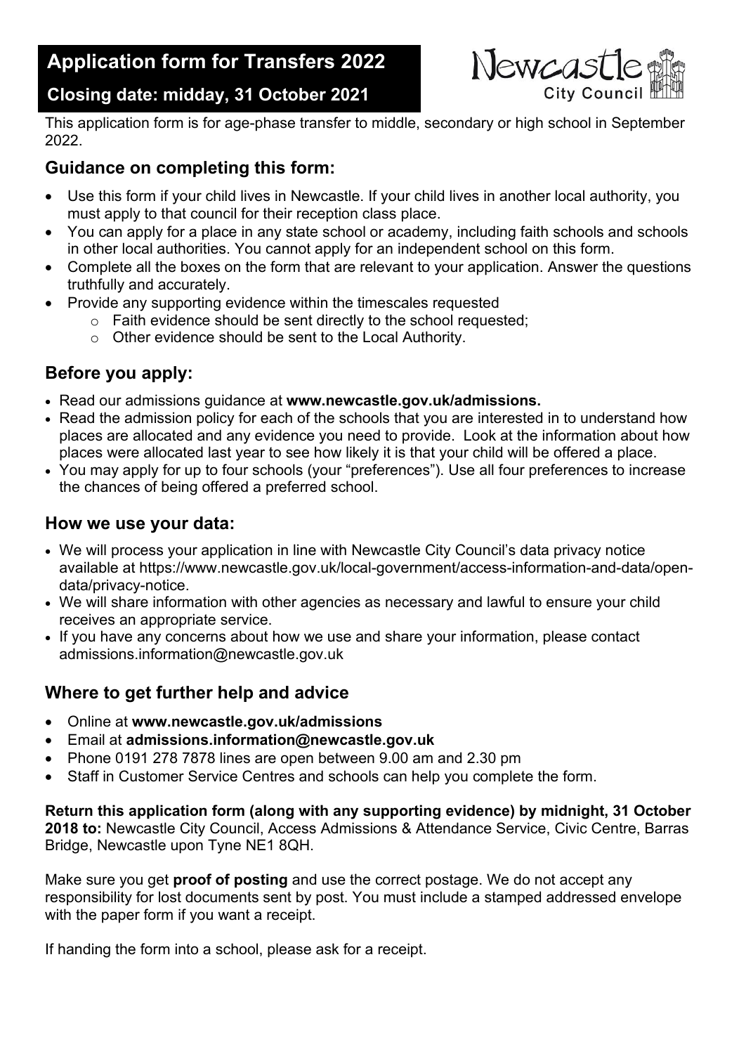# Application form for Transfers 2022

## Closing date: midday, 31 October 2021

Newcastle City Council

This application form is for age-phase transfer to middle, secondary or high school in September 2022.

## Guidance on completing this form:

- Use this form if your child lives in Newcastle. If your child lives in another local authority, you must apply to that council for their reception class place.
- You can apply for a place in any state school or academy, including faith schools and schools in other local authorities. You cannot apply for an independent school on this form.
- Complete all the boxes on the form that are relevant to your application. Answer the questions truthfully and accurately.
- Provide any supporting evidence within the timescales requested
  - Faith evidence should be sent directly to the school requested;
  - Other evidence should be sent to the Local Authority.

## Before you apply:

- Read our admissions guidance at **www.newcastle.gov.uk/admissions.**
- Read the admission policy for each of the schools that you are interested in to understand how places are allocated and any evidence you need to provide. Look at the information about how places were allocated last year to see how likely it is that your child will be offered a place.
- You may apply for up to four schools (your "preferences"). Use all four preferences to increase the chances of being offered a preferred school.

## How we use your data:

- We will process your application in line with Newcastle City Council's data privacy notice available at https://www.newcastle.gov.uk/local-government/access-information-and-data/open-data/privacy-notice.
- We will share information with other agencies as necessary and lawful to ensure your child receives an appropriate service.
- If you have any concerns about how we use and share your information, please contact admissions.information@newcastle.gov.uk

## Where to get further help and advice

- Online at **www.newcastle.gov.uk/admissions**
- Email at **admissions.information@newcastle.gov.uk**
- Phone 0191 278 7878 lines are open between 9.00 am and 2.30 pm
- Staff in Customer Service Centres and schools can help you complete the form.

**Return this application form (along with any supporting evidence) by midnight, 31 October 2018 to:** Newcastle City Council, Access Admissions & Attendance Service, Civic Centre, Barras Bridge, Newcastle upon Tyne NE1 8QH.

Make sure you get **proof of posting** and use the correct postage. We do not accept any responsibility for lost documents sent by post. You must include a stamped addressed envelope with the paper form if you want a receipt.

If handing the form into a school, please ask for a receipt.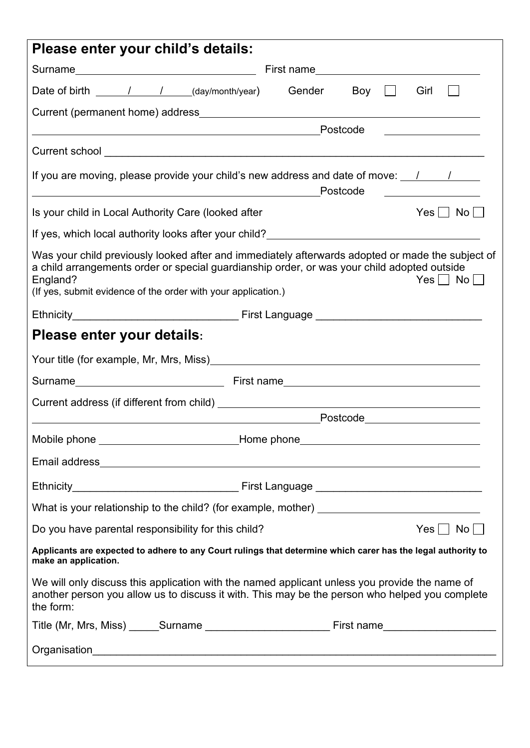## Please enter your child's details:

Surname\_\_\_\_\_\_\_\_\_\_\_\_\_\_\_\_\_\_\_\_ First name\_\_\_\_\_\_\_\_\_\_\_\_\_\_\_\_\_\_\_\_

Date of birth \_\_\_\_/\_\_\_\_/\_\_\_\_ (day/month/year) Gender Boy ☐ Girl ☐

Current (permanent home) address\_\_\_\_\_\_\_\_\_\_\_\_\_\_\_\_\_\_\_\_\_\_\_\_\_\_\_\_\_\_

\_\_\_\_\_\_\_\_\_\_\_\_\_\_\_\_\_\_\_\_\_\_\_\_\_\_\_\_\_\_Postcode \_\_\_\_\_\_\_\_\_\_

Current school \_\_\_\_\_\_\_\_\_\_\_\_\_\_\_\_\_\_\_\_\_\_\_\_\_\_\_\_\_\_\_\_\_\_\_\_\_\_\_\_

If you are moving, please provide your child's new address and date of move: \_\_\_/\_\_\_/\_\_\_

\_\_\_\_\_\_\_\_\_\_\_\_\_\_\_\_\_\_\_\_\_\_\_\_\_\_\_\_\_\_Postcode \_\_\_\_\_\_\_\_\_\_

Is your child in Local Authority Care (looked after Yes ☐ No ☐

If yes, which local authority looks after your child?\_\_\_\_\_\_\_\_\_\_\_\_\_\_\_\_\_\_\_\_

Was your child previously looked after and immediately afterwards adopted or made the subject of a child arrangements order or special guardianship order, or was your child adopted outside England? Yes ☐ No ☐
(If yes, submit evidence of the order with your application.)

Ethnicity\_\_\_\_\_\_\_\_\_\_\_\_\_\_\_\_\_\_\_\_ First Language \_\_\_\_\_\_\_\_\_\_\_\_\_\_\_\_\_\_\_\_

## Please enter your details:

Your title (for example, Mr, Mrs, Miss)\_\_\_\_\_\_\_\_\_\_\_\_\_\_\_\_\_\_\_\_\_\_\_\_\_\_\_\_\_\_

Surname\_\_\_\_\_\_\_\_\_\_\_\_\_\_\_\_\_\_\_\_ First name\_\_\_\_\_\_\_\_\_\_\_\_\_\_\_\_\_\_\_\_

Current address (if different from child) \_\_\_\_\_\_\_\_\_\_\_\_\_\_\_\_\_\_\_\_\_\_\_\_\_\_\_\_\_\_

\_\_\_\_\_\_\_\_\_\_\_\_\_\_\_\_\_\_\_\_\_\_\_\_\_\_\_\_\_\_Postcode\_\_\_\_\_\_\_\_\_\_

Mobile phone \_\_\_\_\_\_\_\_\_\_\_\_\_\_\_\_\_\_\_\_Home phone\_\_\_\_\_\_\_\_\_\_\_\_\_\_\_\_\_\_\_\_

Email address\_\_\_\_\_\_\_\_\_\_\_\_\_\_\_\_\_\_\_\_\_\_\_\_\_\_\_\_\_\_\_\_\_\_\_\_\_\_\_\_

Ethnicity\_\_\_\_\_\_\_\_\_\_\_\_\_\_\_\_\_\_\_\_ First Language \_\_\_\_\_\_\_\_\_\_\_\_\_\_\_\_\_\_\_\_

What is your relationship to the child? (for example, mother) \_\_\_\_\_\_\_\_\_\_\_\_\_\_\_\_\_\_\_\_

Do you have parental responsibility for this child? Yes ☐ No ☐

**Applicants are expected to adhere to any Court rulings that determine which carer has the legal authority to make an application.**

We will only discuss this application with the named applicant unless you provide the name of another person you allow us to discuss it with. This may be the person who helped you complete the form:

Title (Mr, Mrs, Miss) \_\_\_\_\_Surname \_\_\_\_\_\_\_\_\_\_\_\_\_\_\_\_\_\_\_\_ First name\_\_\_\_\_\_\_\_\_\_\_\_\_\_\_\_\_\_\_\_

Organisation\_\_\_\_\_\_\_\_\_\_\_\_\_\_\_\_\_\_\_\_\_\_\_\_\_\_\_\_\_\_\_\_\_\_\_\_\_\_\_\_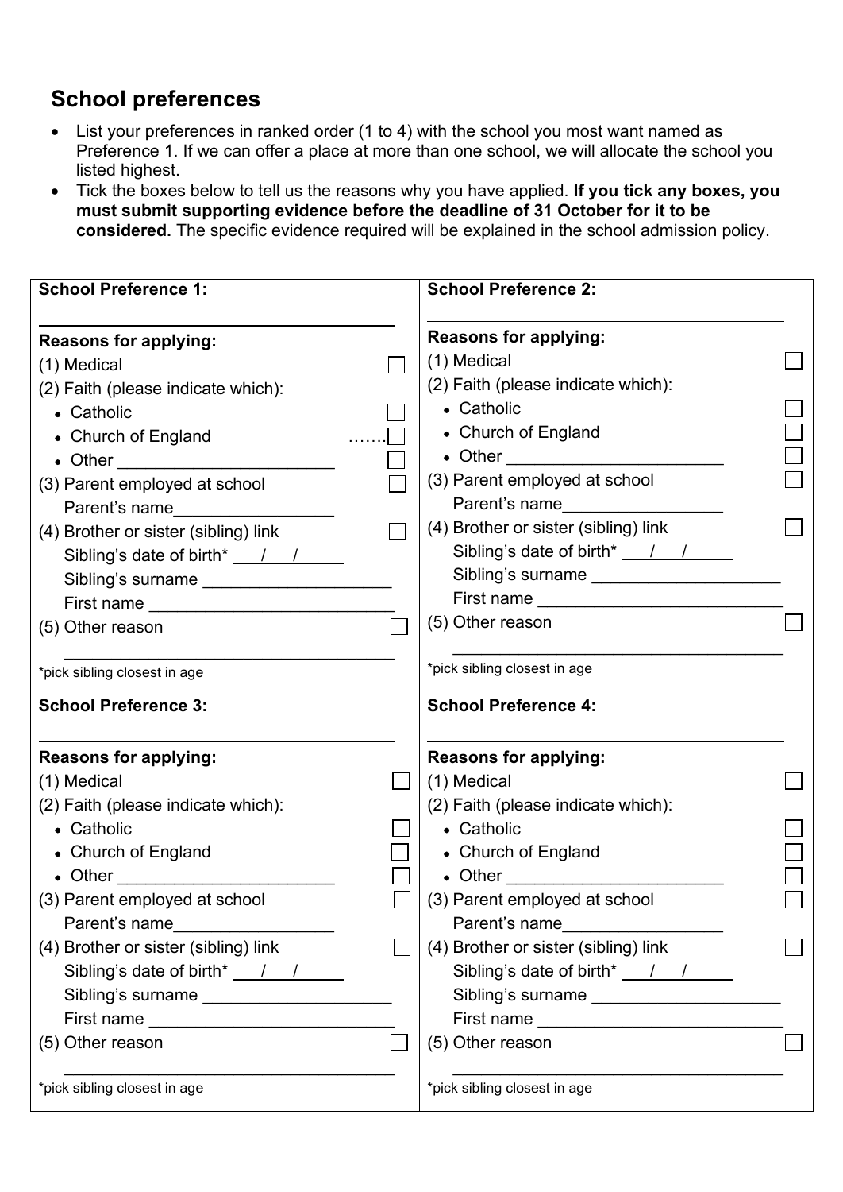## School preferences

- List your preferences in ranked order (1 to 4) with the school you most want named as Preference 1. If we can offer a place at more than one school, we will allocate the school you listed highest.
- Tick the boxes below to tell us the reasons why you have applied. **If you tick any boxes, you must submit supporting evidence before the deadline of 31 October for it to be considered.** The specific evidence required will be explained in the school admission policy.

| School Preference 1: | School Preference 2: |
|---|---|
| ____________________ | ____________________ |
| **Reasons for applying:** | **Reasons for applying:** |
| (1) Medical ☐ | (1) Medical ☐ |
| (2) Faith (please indicate which): | (2) Faith (please indicate which): |
| • Catholic ☐ | • Catholic ☐ |
| • Church of England …….☐ | • Church of England ☐ |
| • Other ____________ ☐ | • Other ____________ ☐ |
| (3) Parent employed at school ☐ | (3) Parent employed at school ☐ |
| Parent's name__________ | Parent's name__________ |
| (4) Brother or sister (sibling) link ☐ | (4) Brother or sister (sibling) link ☐ |
| Sibling's date of birth* ___/___/___ | Sibling's date of birth* ___/___/___ |
| Sibling's surname ____________ | Sibling's surname ____________ |
| First name ____________ | First name ____________ |
| (5) Other reason ☐ | (5) Other reason ☐ |
| ____________________ | ____________________ |
| *pick sibling closest in age | *pick sibling closest in age |

| School Preference 3: | School Preference 4: |
|---|---|
| ____________________ | ____________________ |
| **Reasons for applying:** | **Reasons for applying:** |
| (1) Medical ☐ | (1) Medical ☐ |
| (2) Faith (please indicate which): | (2) Faith (please indicate which): |
| • Catholic ☐ | • Catholic ☐ |
| • Church of England ☐ | • Church of England ☐ |
| • Other ____________ ☐ | • Other ____________ ☐ |
| (3) Parent employed at school ☐ | (3) Parent employed at school ☐ |
| Parent's name__________ | Parent's name__________ |
| (4) Brother or sister (sibling) link ☐ | (4) Brother or sister (sibling) link ☐ |
| Sibling's date of birth* ___/___/___ | Sibling's date of birth* ___/___/___ |
| Sibling's surname ____________ | Sibling's surname ____________ |
| First name ____________ | First name ____________ |
| (5) Other reason ☐ | (5) Other reason ☐ |
| ____________________ | ____________________ |
| *pick sibling closest in age | *pick sibling closest in age |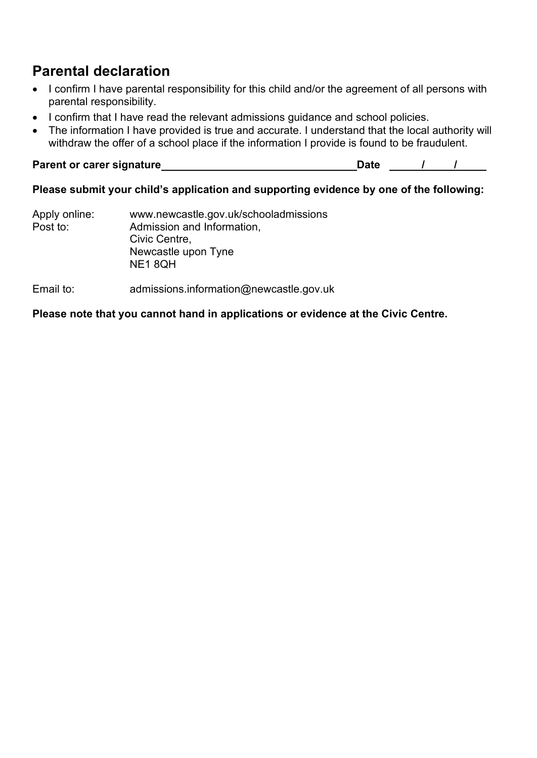## Parental declaration

- I confirm I have parental responsibility for this child and/or the agreement of all persons with parental responsibility.
- I confirm that I have read the relevant admissions guidance and school policies.
- The information I have provided is true and accurate. I understand that the local authority will withdraw the offer of a school place if the information I provide is found to be fraudulent.

**Parent or carer signature**\_\_\_\_\_\_\_\_\_\_\_\_\_\_\_\_\_\_\_\_\_\_\_\_\_\_\_\_\_\_\_\_ **Date** \_\_\_\_\_ / \_\_\_\_ / \_\_\_\_\_

**Please submit your child's application and supporting evidence by one of the following:**

Apply online: www.newcastle.gov.uk/schooladmissions

Post to: Admission and Information,
Civic Centre,
Newcastle upon Tyne
NE1 8QH

Email to: admissions.information@newcastle.gov.uk

**Please note that you cannot hand in applications or evidence at the Civic Centre.**